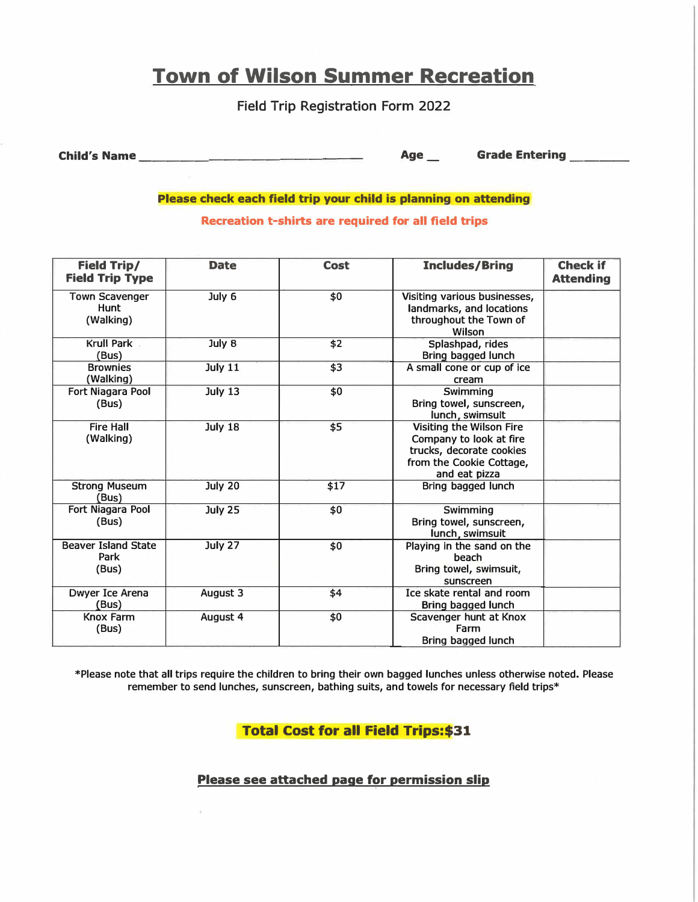# Town of Wilson Summer Recreation

Field Trip Registration Form 2022

**Child's Name** ______________________________ **Age** __ **Grade Entering** ________

**Please check each field trip your child is planning on attending**

**Recreation t-shirts are required for all field trips**

| Field Trip/ Field Trip Type | Date | Cost | Includes/Bring | Check if Attending |
|---|---|---|---|---|
| Town Scavenger Hunt (Walking) | July 6 | $0 | Visiting various businesses, landmarks, and locations throughout the Town of Wilson | |
| Krull Park (Bus) | July 8 | $2 | Splashpad, rides Bring bagged lunch | |
| Brownies (Walking) | July 11 | $3 | A small cone or cup of ice cream | |
| Fort Niagara Pool (Bus) | July 13 | $0 | Swimming Bring towel, sunscreen, lunch, swimsuit | |
| Fire Hall (Walking) | July 18 | $5 | Visiting the Wilson Fire Company to look at fire trucks, decorate cookies from the Cookie Cottage, and eat pizza | |
| Strong Museum (Bus) | July 20 | $17 | Bring bagged lunch | |
| Fort Niagara Pool (Bus) | July 25 | $0 | Swimming Bring towel, sunscreen, lunch, swimsuit | |
| Beaver Island State Park (Bus) | July 27 | $0 | Playing in the sand on the beach Bring towel, swimsuit, sunscreen | |
| Dwyer Ice Arena (Bus) | August 3 | $4 | Ice skate rental and room Bring bagged lunch | |
| Knox Farm (Bus) | August 4 | $0 | Scavenger hunt at Knox Farm Bring bagged lunch | |

*Please note that all trips require the children to bring their own bagged lunches unless otherwise noted. Please remember to send lunches, sunscreen, bathing suits, and towels for necessary field trips*

**Total Cost for all Field Trips:$31**

**Please see attached page for permission slip**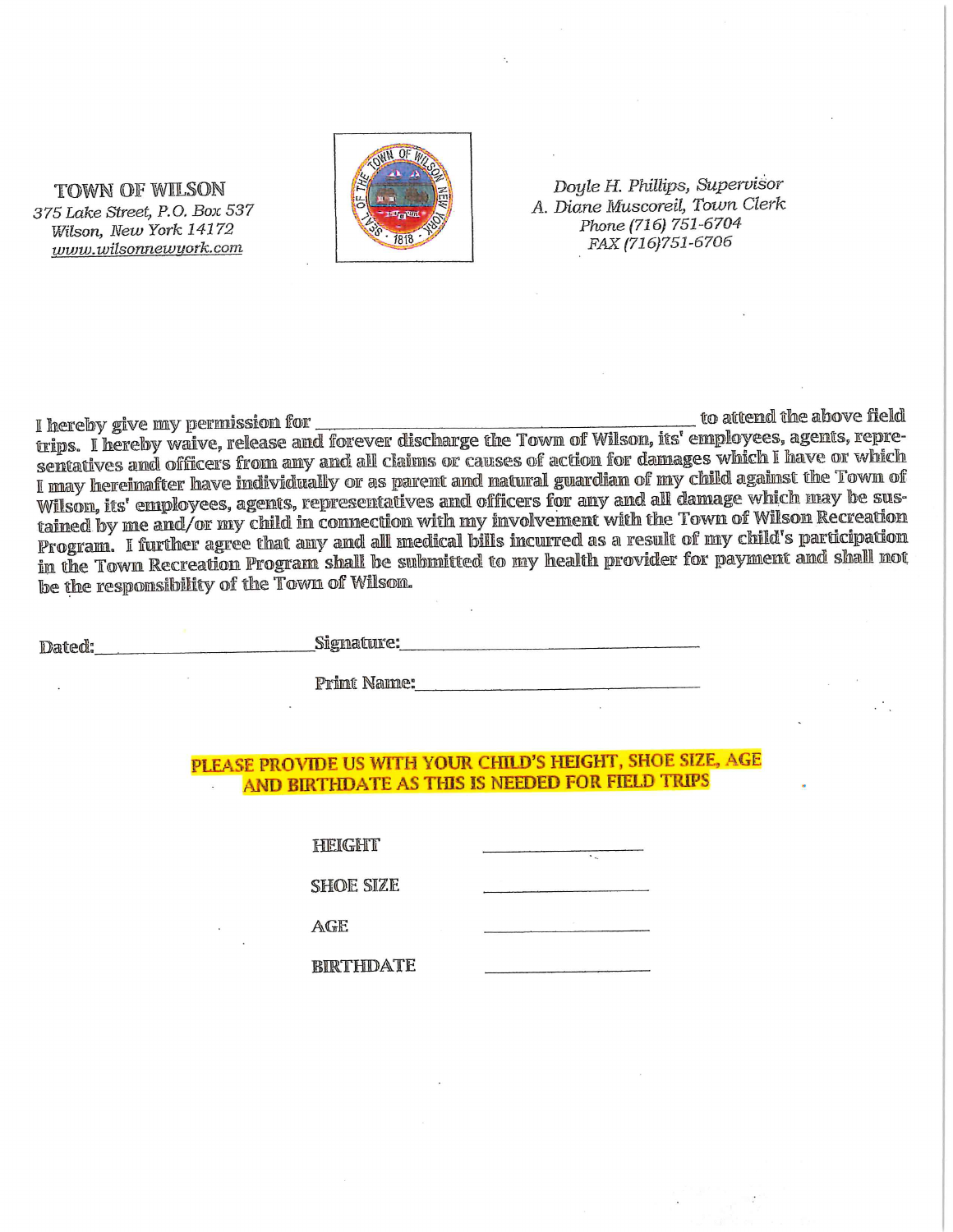TOWN OF WILSON
*375 Lake Street, P.O. Box 537*
*Wilson, New York 14172*
*www.wilsonnewyork.com*

*Doyle H. Phillips, Supervisor*
*A. Diane Muscoreil, Town Clerk*
*Phone (716) 751-6704*
*FAX (716)751-6706*

I hereby give my permission for ______________________________ to attend the above field trips. I hereby waive, release and forever discharge the Town of Wilson, its' employees, agents, representatives and officers from any and all claims or causes of action for damages which I have or which I may hereinafter have individually or as parent and natural guardian of my child against the Town of Wilson, its' employees, agents, representatives and officers for any and all damage which may be sustained by me and/or my child in connection with my involvement with the Town of Wilson Recreation Program. I further agree that any and all medical bills incurred as a result of my child's participation in the Town Recreation Program shall be submitted to my health provider for payment and shall not be the responsibility of the Town of Wilson.

Dated:____________________ Signature:______________________________

Print Name:______________________________

**PLEASE PROVIDE US WITH YOUR CHILD'S HEIGHT, SHOE SIZE, AGE AND BIRTHDATE AS THIS IS NEEDED FOR FIELD TRIPS**

HEIGHT ____________________

SHOE SIZE ____________________

AGE ____________________

BIRTHDATE ____________________